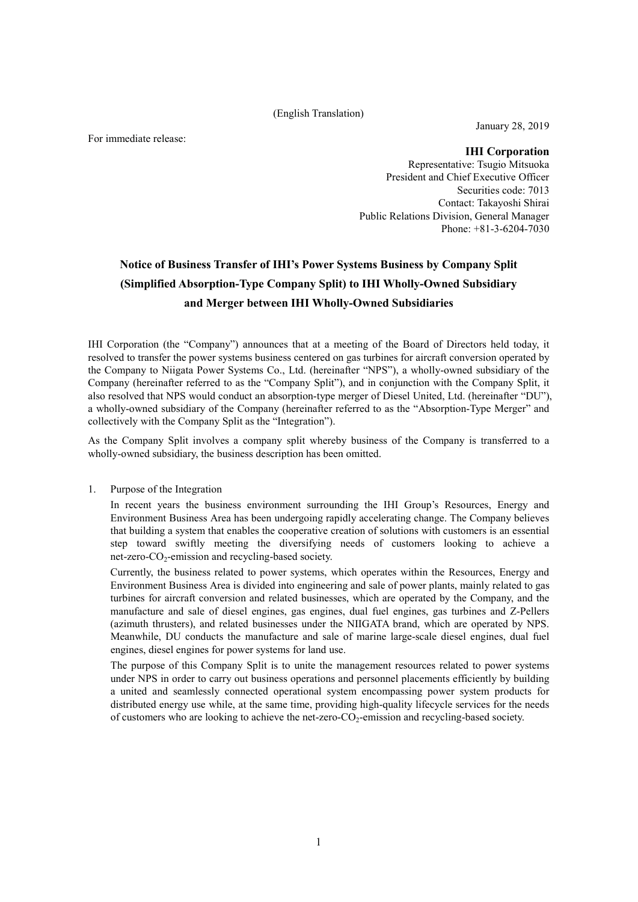(English Translation)

January 28, 2019

For immediate release:

**IHI Corporation**
Representative: Tsugio Mitsuoka
President and Chief Executive Officer
Securities code: 7013
Contact: Takayoshi Shirai
Public Relations Division, General Manager
Phone: +81-3-6204-7030

# Notice of Business Transfer of IHI's Power Systems Business by Company Split (Simplified Absorption-Type Company Split) to IHI Wholly-Owned Subsidiary and Merger between IHI Wholly-Owned Subsidiaries

IHI Corporation (the "Company") announces that at a meeting of the Board of Directors held today, it resolved to transfer the power systems business centered on gas turbines for aircraft conversion operated by the Company to Niigata Power Systems Co., Ltd. (hereinafter "NPS"), a wholly-owned subsidiary of the Company (hereinafter referred to as the "Company Split"), and in conjunction with the Company Split, it also resolved that NPS would conduct an absorption-type merger of Diesel United, Ltd. (hereinafter "DU"), a wholly-owned subsidiary of the Company (hereinafter referred to as the "Absorption-Type Merger" and collectively with the Company Split as the "Integration").

As the Company Split involves a company split whereby business of the Company is transferred to a wholly-owned subsidiary, the business description has been omitted.

1. Purpose of the Integration

   In recent years the business environment surrounding the IHI Group's Resources, Energy and Environment Business Area has been undergoing rapidly accelerating change. The Company believes that building a system that enables the cooperative creation of solutions with customers is an essential step toward swiftly meeting the diversifying needs of customers looking to achieve a net-zero-$CO_2$-emission and recycling-based society.

   Currently, the business related to power systems, which operates within the Resources, Energy and Environment Business Area is divided into engineering and sale of power plants, mainly related to gas turbines for aircraft conversion and related businesses, which are operated by the Company, and the manufacture and sale of diesel engines, gas engines, dual fuel engines, gas turbines and Z-Pellers (azimuth thrusters), and related businesses under the NIIGATA brand, which are operated by NPS. Meanwhile, DU conducts the manufacture and sale of marine large-scale diesel engines, dual fuel engines, diesel engines for power systems for land use.

   The purpose of this Company Split is to unite the management resources related to power systems under NPS in order to carry out business operations and personnel placements efficiently by building a united and seamlessly connected operational system encompassing power system products for distributed energy use while, at the same time, providing high-quality lifecycle services for the needs of customers who are looking to achieve the net-zero-$CO_2$-emission and recycling-based society.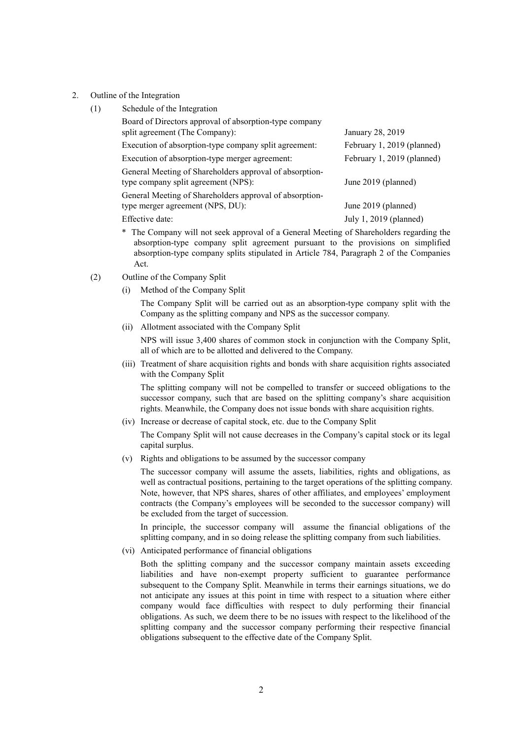2. Outline of the Integration

(1) Schedule of the Integration

| | |
|---|---|
| Board of Directors approval of absorption-type company split agreement (The Company): | January 28, 2019 |
| Execution of absorption-type company split agreement: | February 1, 2019 (planned) |
| Execution of absorption-type merger agreement: | February 1, 2019 (planned) |
| General Meeting of Shareholders approval of absorption-type company split agreement (NPS): | June 2019 (planned) |
| General Meeting of Shareholders approval of absorption-type merger agreement (NPS, DU): | June 2019 (planned) |
| Effective date: | July 1, 2019 (planned) |

\* The Company will not seek approval of a General Meeting of Shareholders regarding the absorption-type company split agreement pursuant to the provisions on simplified absorption-type company splits stipulated in Article 784, Paragraph 2 of the Companies Act.

(2) Outline of the Company Split

(i) Method of the Company Split

The Company Split will be carried out as an absorption-type company split with the Company as the splitting company and NPS as the successor company.

(ii) Allotment associated with the Company Split

NPS will issue 3,400 shares of common stock in conjunction with the Company Split, all of which are to be allotted and delivered to the Company.

(iii) Treatment of share acquisition rights and bonds with share acquisition rights associated with the Company Split

The splitting company will not be compelled to transfer or succeed obligations to the successor company, such that are based on the splitting company's share acquisition rights. Meanwhile, the Company does not issue bonds with share acquisition rights.

(iv) Increase or decrease of capital stock, etc. due to the Company Split

The Company Split will not cause decreases in the Company's capital stock or its legal capital surplus.

(v) Rights and obligations to be assumed by the successor company

The successor company will assume the assets, liabilities, rights and obligations, as well as contractual positions, pertaining to the target operations of the splitting company. Note, however, that NPS shares, shares of other affiliates, and employees' employment contracts (the Company's employees will be seconded to the successor company) will be excluded from the target of succession.

In principle, the successor company will assume the financial obligations of the splitting company, and in so doing release the splitting company from such liabilities.

(vi) Anticipated performance of financial obligations

Both the splitting company and the successor company maintain assets exceeding liabilities and have non-exempt property sufficient to guarantee performance subsequent to the Company Split. Meanwhile in terms their earnings situations, we do not anticipate any issues at this point in time with respect to a situation where either company would face difficulties with respect to duly performing their financial obligations. As such, we deem there to be no issues with respect to the likelihood of the splitting company and the successor company performing their respective financial obligations subsequent to the effective date of the Company Split.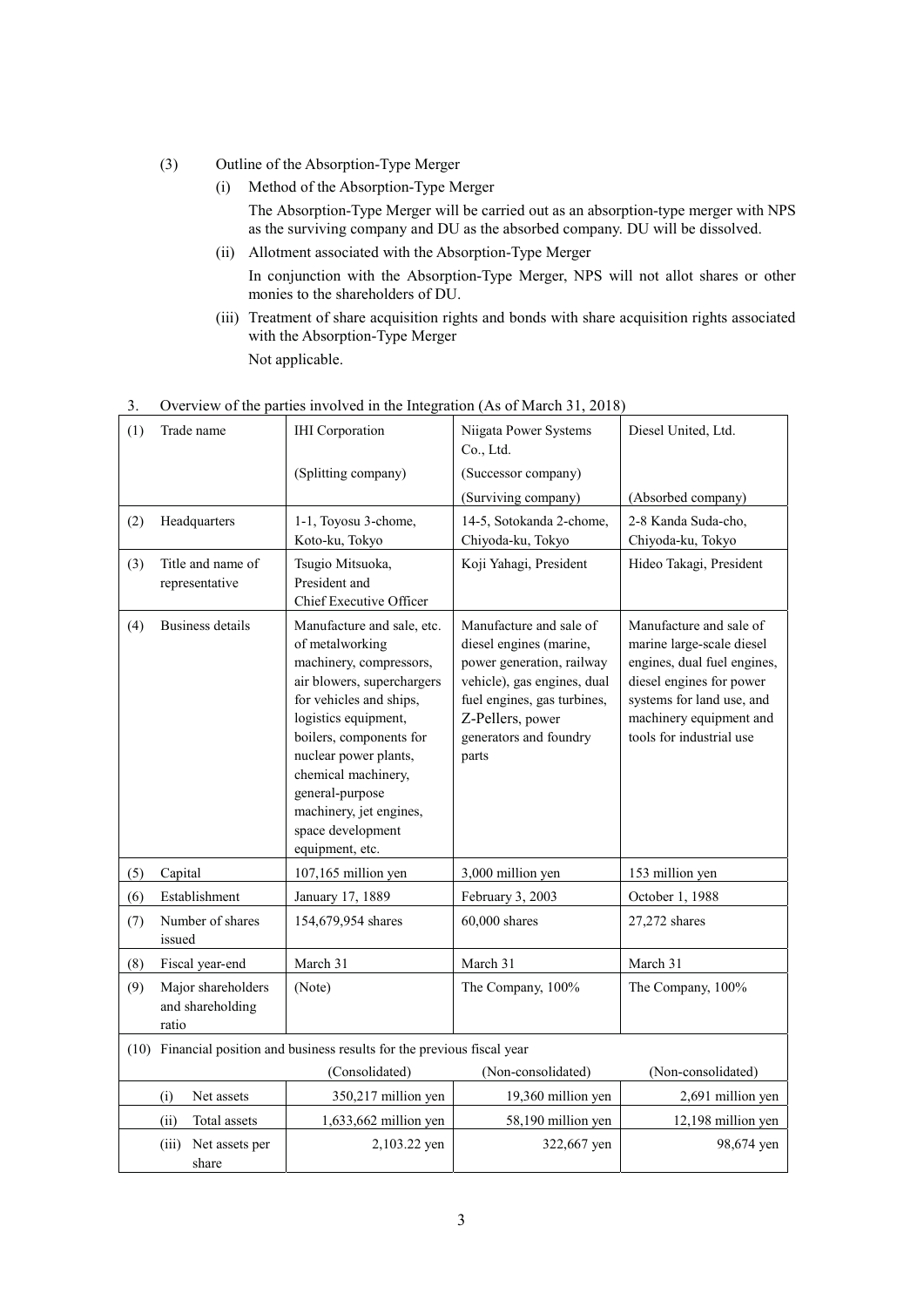(3) Outline of the Absorption-Type Merger

(i) Method of the Absorption-Type Merger

The Absorption-Type Merger will be carried out as an absorption-type merger with NPS as the surviving company and DU as the absorbed company. DU will be dissolved.

(ii) Allotment associated with the Absorption-Type Merger

In conjunction with the Absorption-Type Merger, NPS will not allot shares or other monies to the shareholders of DU.

(iii) Treatment of share acquisition rights and bonds with share acquisition rights associated with the Absorption-Type Merger

Not applicable.

3. Overview of the parties involved in the Integration (As of March 31, 2018)

| | | | | |
|---|---|---|---|---|
| (1) | Trade name | IHI Corporation<br>(Splitting company) | Niigata Power Systems Co., Ltd.<br>(Successor company)<br>(Surviving company) | Diesel United, Ltd.<br>(Absorbed company) |
| (2) | Headquarters | 1-1, Toyosu 3-chome, Koto-ku, Tokyo | 14-5, Sotokanda 2-chome, Chiyoda-ku, Tokyo | 2-8 Kanda Suda-cho, Chiyoda-ku, Tokyo |
| (3) | Title and name of representative | Tsugio Mitsuoka, President and Chief Executive Officer | Koji Yahagi, President | Hideo Takagi, President |
| (4) | Business details | Manufacture and sale, etc. of metalworking machinery, compressors, air blowers, superchargers for vehicles and ships, logistics equipment, boilers, components for nuclear power plants, chemical machinery, general-purpose machinery, jet engines, space development equipment, etc. | Manufacture and sale of diesel engines (marine, power generation, railway vehicle), gas engines, dual fuel engines, gas turbines, Z-Pellers, power generators and foundry parts | Manufacture and sale of marine large-scale diesel engines, dual fuel engines, diesel engines for power systems for land use, and machinery equipment and tools for industrial use |
| (5) | Capital | 107,165 million yen | 3,000 million yen | 153 million yen |
| (6) | Establishment | January 17, 1889 | February 3, 2003 | October 1, 1988 |
| (7) | Number of shares issued | 154,679,954 shares | 60,000 shares | 27,272 shares |
| (8) | Fiscal year-end | March 31 | March 31 | March 31 |
| (9) | Major shareholders and shareholding ratio | (Note) | The Company, 100% | The Company, 100% |
| (10) | Financial position and business results for the previous fiscal year | (Consolidated) | (Non-consolidated) | (Non-consolidated) |
| | (i) Net assets | 350,217 million yen | 19,360 million yen | 2,691 million yen |
| | (ii) Total assets | 1,633,662 million yen | 58,190 million yen | 12,198 million yen |
| | (iii) Net assets per share | 2,103.22 yen | 322,667 yen | 98,674 yen |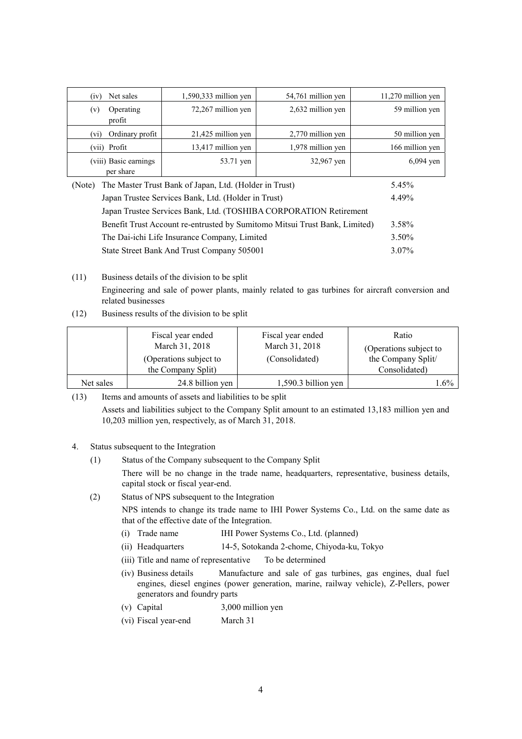| | | | |
|---|---|---|---|
| (iv) Net sales | 1,590,333 million yen | 54,761 million yen | 11,270 million yen |
| (v) Operating profit | 72,267 million yen | 2,632 million yen | 59 million yen |
| (vi) Ordinary profit | 21,425 million yen | 2,770 million yen | 50 million yen |
| (vii) Profit | 13,417 million yen | 1,978 million yen | 166 million yen |
| (viii) Basic earnings per share | 53.71 yen | 32,967 yen | 6,094 yen |

(Note) The Master Trust Bank of Japan, Ltd. (Holder in Trust) 5.45%
Japan Trustee Services Bank, Ltd. (Holder in Trust) 4.49%
Japan Trustee Services Bank, Ltd. (TOSHIBA CORPORATION Retirement Benefit Trust Account re-entrusted by Sumitomo Mitsui Trust Bank, Limited) 3.58%
The Dai-ichi Life Insurance Company, Limited 3.50%
State Street Bank And Trust Company 505001 3.07%

(11) Business details of the division to be split

Engineering and sale of power plants, mainly related to gas turbines for aircraft conversion and related businesses

(12) Business results of the division to be split

| | Fiscal year ended March 31, 2018 (Operations subject to the Company Split) | Fiscal year ended March 31, 2018 (Consolidated) | Ratio (Operations subject to the Company Split/ Consolidated) |
|---|---|---|---|
| Net sales | 24.8 billion yen | 1,590.3 billion yen | 1.6% |

(13) Items and amounts of assets and liabilities to be split

Assets and liabilities subject to the Company Split amount to an estimated 13,183 million yen and 10,203 million yen, respectively, as of March 31, 2018.

4. Status subsequent to the Integration

(1) Status of the Company subsequent to the Company Split

There will be no change in the trade name, headquarters, representative, business details, capital stock or fiscal year-end.

(2) Status of NPS subsequent to the Integration

NPS intends to change its trade name to IHI Power Systems Co., Ltd. on the same date as that of the effective date of the Integration.

- (i) Trade name IHI Power Systems Co., Ltd. (planned)
- (ii) Headquarters 14-5, Sotokanda 2-chome, Chiyoda-ku, Tokyo
- (iii) Title and name of representative To be determined
- (iv) Business details Manufacture and sale of gas turbines, gas engines, dual fuel engines, diesel engines (power generation, marine, railway vehicle), Z-Pellers, power generators and foundry parts
- (v) Capital 3,000 million yen
- (vi) Fiscal year-end March 31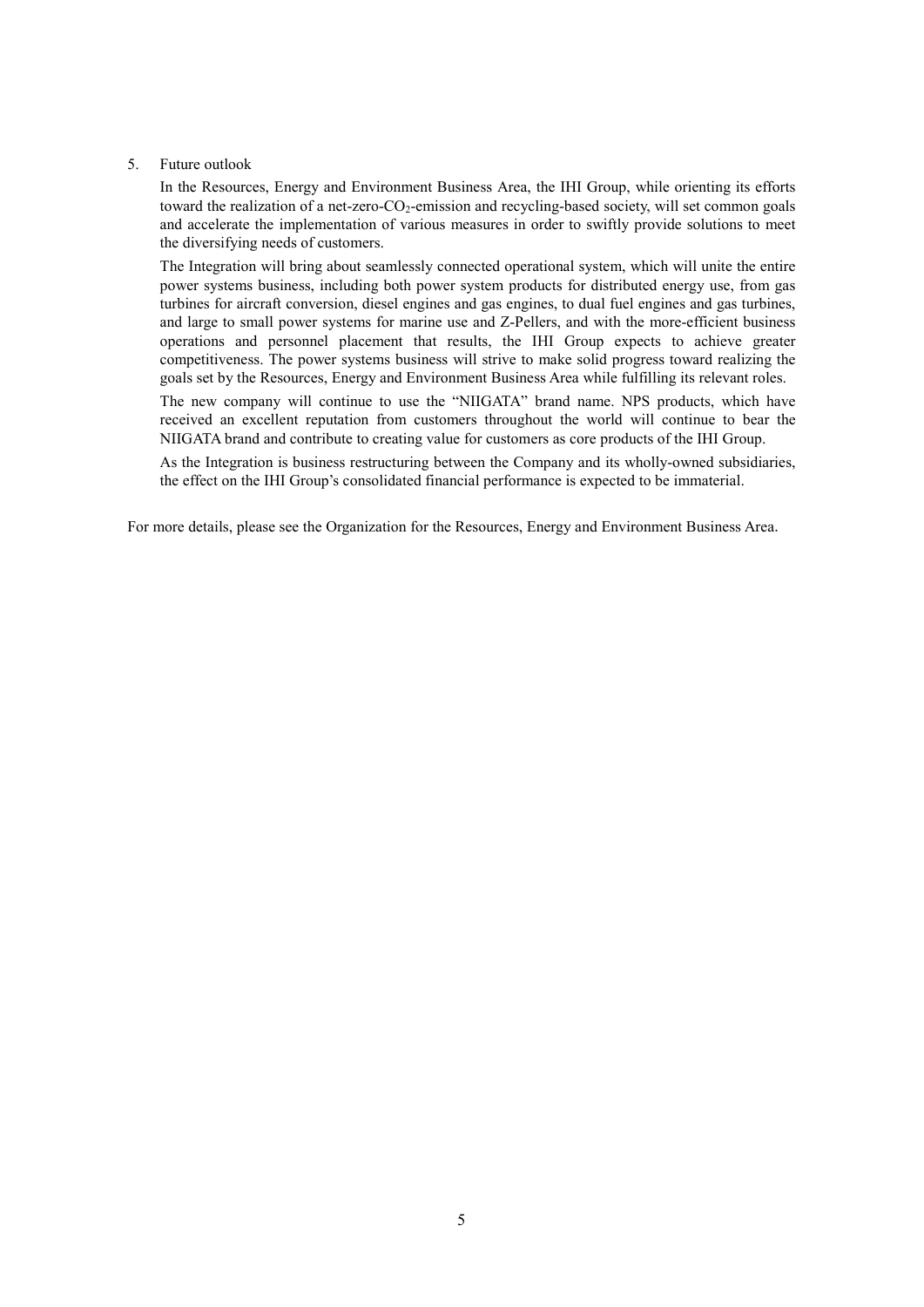5. Future outlook

In the Resources, Energy and Environment Business Area, the IHI Group, while orienting its efforts toward the realization of a net-zero-$CO_2$-emission and recycling-based society, will set common goals and accelerate the implementation of various measures in order to swiftly provide solutions to meet the diversifying needs of customers.

The Integration will bring about seamlessly connected operational system, which will unite the entire power systems business, including both power system products for distributed energy use, from gas turbines for aircraft conversion, diesel engines and gas engines, to dual fuel engines and gas turbines, and large to small power systems for marine use and Z-Pellers, and with the more-efficient business operations and personnel placement that results, the IHI Group expects to achieve greater competitiveness. The power systems business will strive to make solid progress toward realizing the goals set by the Resources, Energy and Environment Business Area while fulfilling its relevant roles.

The new company will continue to use the "NIIGATA" brand name. NPS products, which have received an excellent reputation from customers throughout the world will continue to bear the NIIGATA brand and contribute to creating value for customers as core products of the IHI Group.

As the Integration is business restructuring between the Company and its wholly-owned subsidiaries, the effect on the IHI Group's consolidated financial performance is expected to be immaterial.

For more details, please see the Organization for the Resources, Energy and Environment Business Area.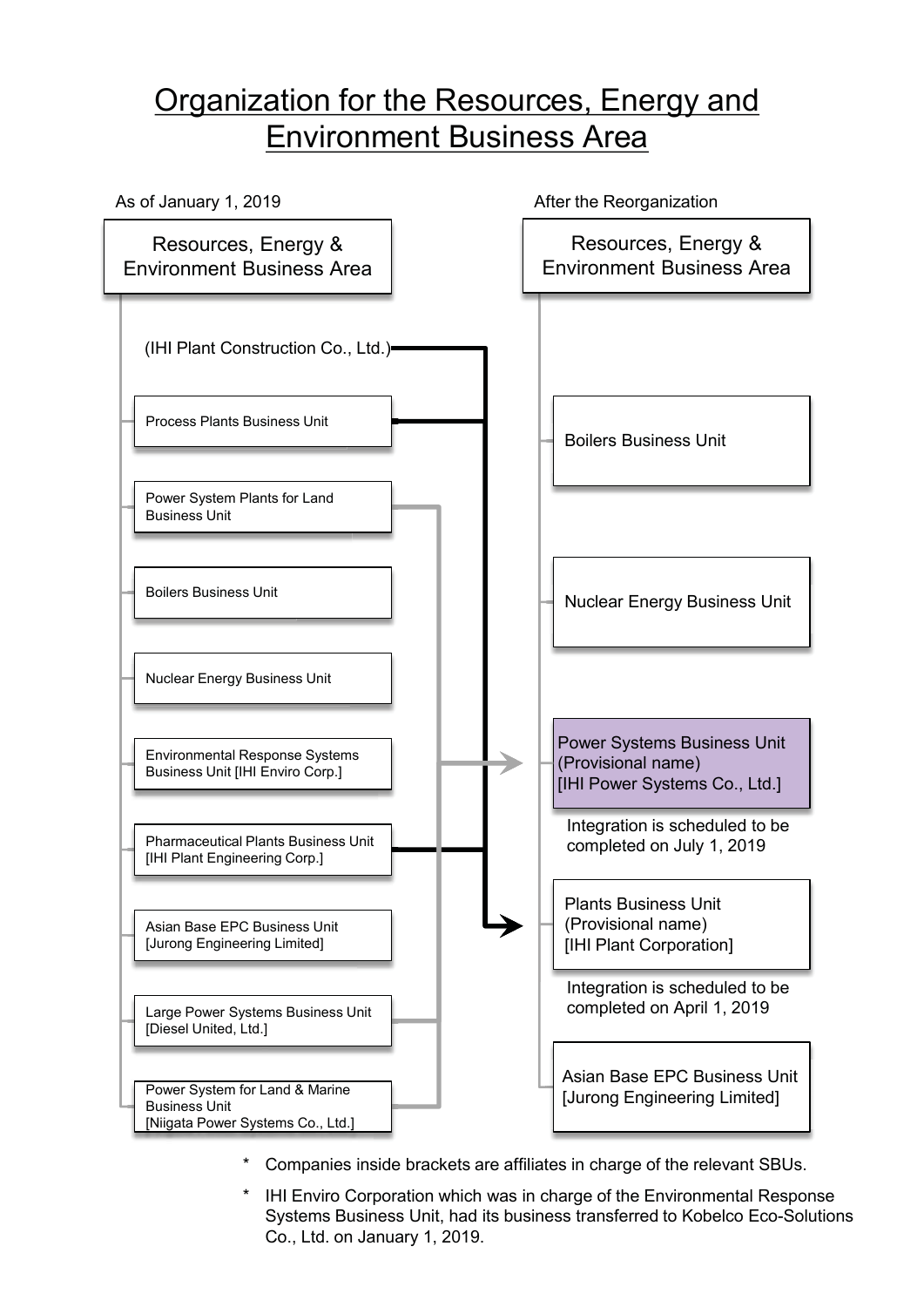# Organization for the Resources, Energy and Environment Business Area

As of January 1, 2019

Resources, Energy & Environment Business Area

(IHI Plant Construction Co., Ltd.)

Process Plants Business Unit

Power System Plants for Land Business Unit

Boilers Business Unit

Nuclear Energy Business Unit

Environmental Response Systems Business Unit [IHI Enviro Corp.]

Pharmaceutical Plants Business Unit [IHI Plant Engineering Corp.]

Asian Base EPC Business Unit [Jurong Engineering Limited]

Large Power Systems Business Unit [Diesel United, Ltd.]

Power System for Land & Marine Business Unit [Niigata Power Systems Co., Ltd.]

After the Reorganization

Resources, Energy & Environment Business Area

Boilers Business Unit

Nuclear Energy Business Unit

Power Systems Business Unit (Provisional name) [IHI Power Systems Co., Ltd.]

Integration is scheduled to be completed on July 1, 2019

Plants Business Unit (Provisional name) [IHI Plant Corporation]

Integration is scheduled to be completed on April 1, 2019

Asian Base EPC Business Unit [Jurong Engineering Limited]

\* Companies inside brackets are affiliates in charge of the relevant SBUs.

\* IHI Enviro Corporation which was in charge of the Environmental Response Systems Business Unit, had its business transferred to Kobelco Eco-Solutions Co., Ltd. on January 1, 2019.